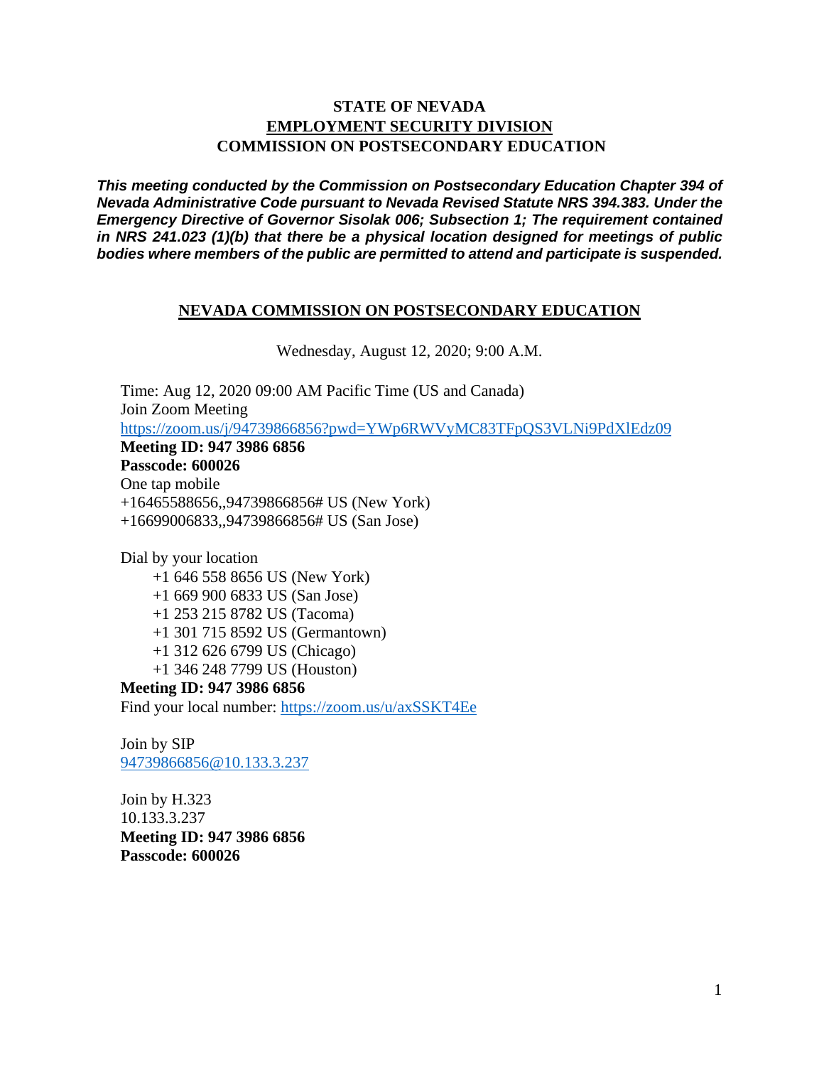**STATE OF NEVADA**
**EMPLOYMENT SECURITY DIVISION**
**COMMISSION ON POSTSECONDARY EDUCATION**

***This meeting conducted by the Commission on Postsecondary Education Chapter 394 of Nevada Administrative Code pursuant to Nevada Revised Statute NRS 394.383. Under the Emergency Directive of Governor Sisolak 006; Subsection 1; The requirement contained in NRS 241.023 (1)(b) that there be a physical location designed for meetings of public bodies where members of the public are permitted to attend and participate is suspended.***

## NEVADA COMMISSION ON POSTSECONDARY EDUCATION

Wednesday, August 12, 2020; 9:00 A.M.

Time: Aug 12, 2020 09:00 AM Pacific Time (US and Canada)
Join Zoom Meeting
https://zoom.us/j/94739866856?pwd=YWp6RWVyMC83TFpQS3VLNi9PdXlEdz09
**Meeting ID: 947 3986 6856**
**Passcode: 600026**
One tap mobile
+16465588656,,94739866856# US (New York)
+16699006833,,94739866856# US (San Jose)

Dial by your location
+1 646 558 8656 US (New York)
+1 669 900 6833 US (San Jose)
+1 253 215 8782 US (Tacoma)
+1 301 715 8592 US (Germantown)
+1 312 626 6799 US (Chicago)
+1 346 248 7799 US (Houston)
**Meeting ID: 947 3986 6856**
Find your local number: https://zoom.us/u/axSSKT4Ee

Join by SIP
94739866856@10.133.3.237

Join by H.323
10.133.3.237
**Meeting ID: 947 3986 6856**
**Passcode: 600026**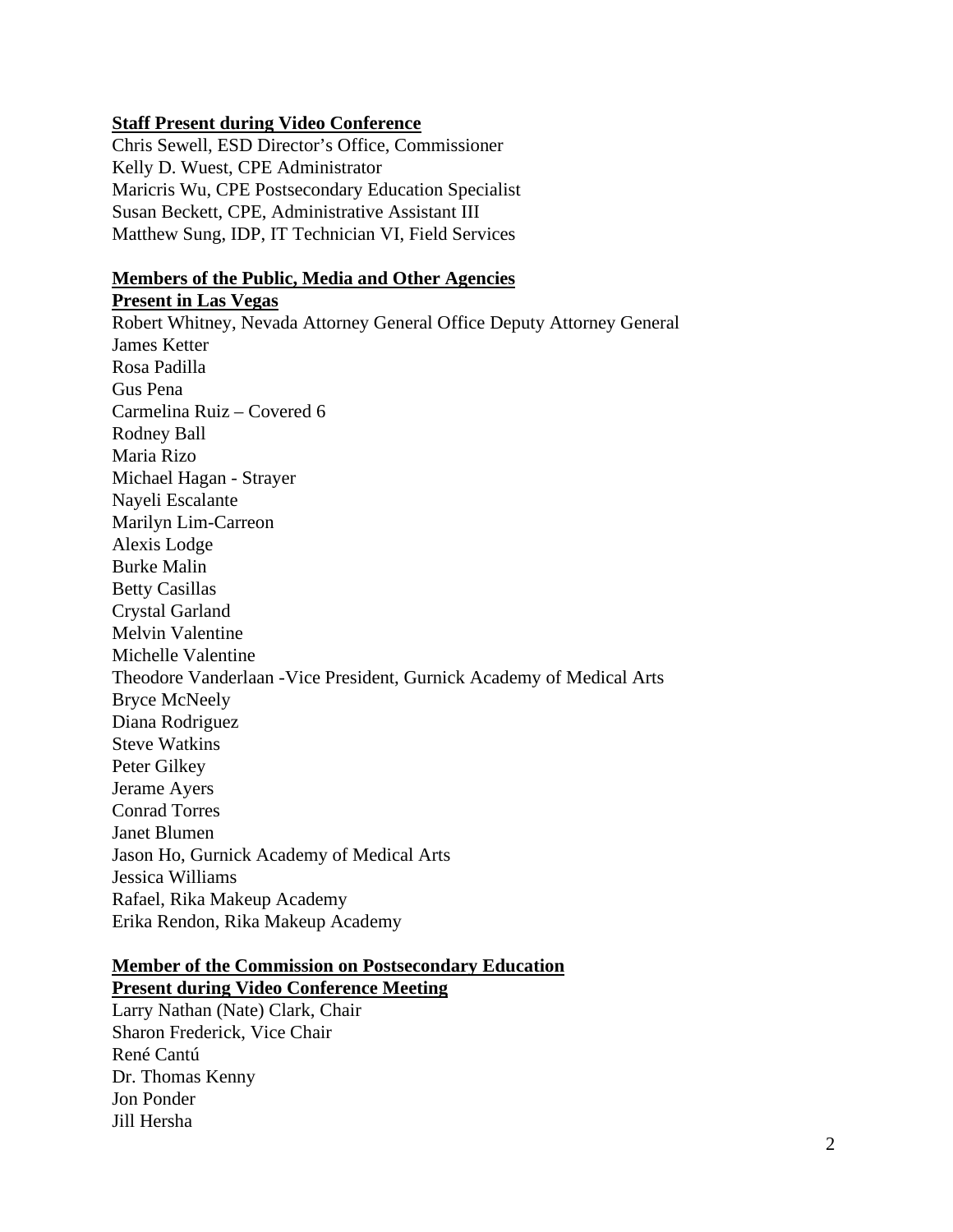**Staff Present during Video Conference**

Chris Sewell, ESD Director's Office, Commissioner
Kelly D. Wuest, CPE Administrator
Maricris Wu, CPE Postsecondary Education Specialist
Susan Beckett, CPE, Administrative Assistant III
Matthew Sung, IDP, IT Technician VI, Field Services

**Members of the Public, Media and Other Agencies**
**Present in Las Vegas**

Robert Whitney, Nevada Attorney General Office Deputy Attorney General
James Ketter
Rosa Padilla
Gus Pena
Carmelina Ruiz – Covered 6
Rodney Ball
Maria Rizo
Michael Hagan - Strayer
Nayeli Escalante
Marilyn Lim-Carreon
Alexis Lodge
Burke Malin
Betty Casillas
Crystal Garland
Melvin Valentine
Michelle Valentine
Theodore Vanderlaan -Vice President, Gurnick Academy of Medical Arts
Bryce McNeely
Diana Rodriguez
Steve Watkins
Peter Gilkey
Jerame Ayers
Conrad Torres
Janet Blumen
Jason Ho, Gurnick Academy of Medical Arts
Jessica Williams
Rafael, Rika Makeup Academy
Erika Rendon, Rika Makeup Academy

**Member of the Commission on Postsecondary Education**
**Present during Video Conference Meeting**

Larry Nathan (Nate) Clark, Chair
Sharon Frederick, Vice Chair
René Cantú
Dr. Thomas Kenny
Jon Ponder
Jill Hersha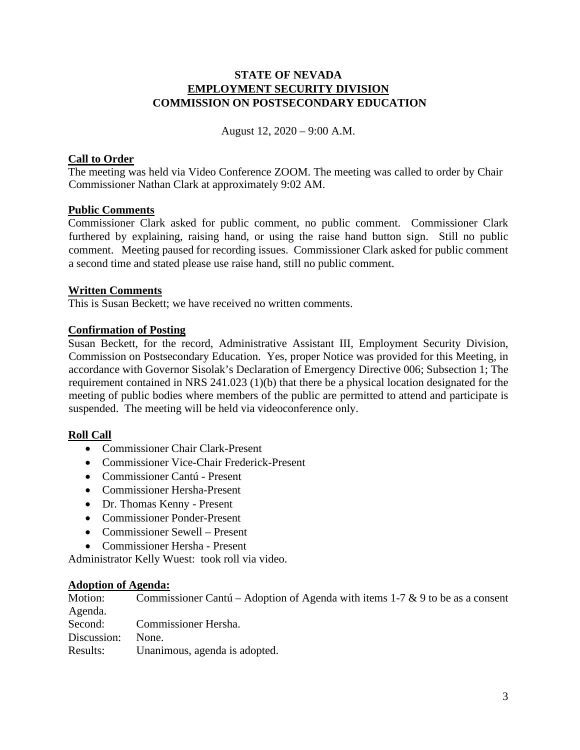**STATE OF NEVADA**
**EMPLOYMENT SECURITY DIVISION**
**COMMISSION ON POSTSECONDARY EDUCATION**

August 12, 2020 – 9:00 A.M.

## Call to Order

The meeting was held via Video Conference ZOOM. The meeting was called to order by Chair Commissioner Nathan Clark at approximately 9:02 AM.

## Public Comments

Commissioner Clark asked for public comment, no public comment. Commissioner Clark furthered by explaining, raising hand, or using the raise hand button sign. Still no public comment. Meeting paused for recording issues. Commissioner Clark asked for public comment a second time and stated please use raise hand, still no public comment.

## Written Comments

This is Susan Beckett; we have received no written comments.

## Confirmation of Posting

Susan Beckett, for the record, Administrative Assistant III, Employment Security Division, Commission on Postsecondary Education. Yes, proper Notice was provided for this Meeting, in accordance with Governor Sisolak's Declaration of Emergency Directive 006; Subsection 1; The requirement contained in NRS 241.023 (1)(b) that there be a physical location designated for the meeting of public bodies where members of the public are permitted to attend and participate is suspended. The meeting will be held via videoconference only.

## Roll Call

- Commissioner Chair Clark-Present
- Commissioner Vice-Chair Frederick-Present
- Commissioner Cantú - Present
- Commissioner Hersha-Present
- Dr. Thomas Kenny - Present
- Commissioner Ponder-Present
- Commissioner Sewell – Present
- Commissioner Hersha - Present

Administrator Kelly Wuest: took roll via video.

## Adoption of Agenda:

Motion: Commissioner Cantú – Adoption of Agenda with items 1-7 & 9 to be as a consent Agenda.
Second: Commissioner Hersha.
Discussion: None.
Results: Unanimous, agenda is adopted.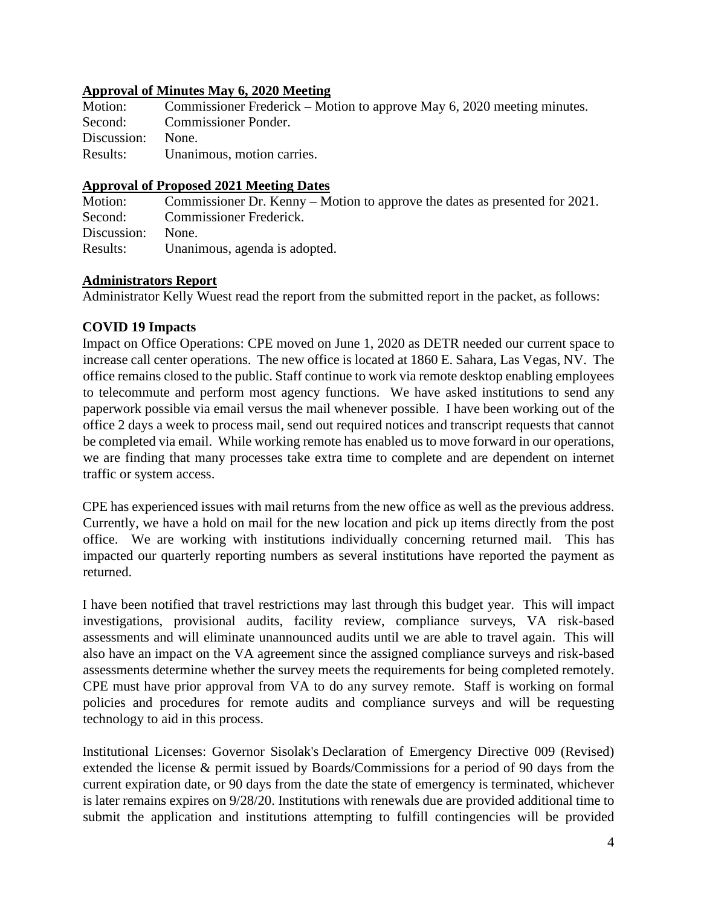**Approval of Minutes May 6, 2020 Meeting**

Motion: Commissioner Frederick – Motion to approve May 6, 2020 meeting minutes.
Second: Commissioner Ponder.
Discussion: None.
Results: Unanimous, motion carries.

**Approval of Proposed 2021 Meeting Dates**

Motion: Commissioner Dr. Kenny – Motion to approve the dates as presented for 2021.
Second: Commissioner Frederick.
Discussion: None.
Results: Unanimous, agenda is adopted.

**Administrators Report**

Administrator Kelly Wuest read the report from the submitted report in the packet, as follows:

**COVID 19 Impacts**

Impact on Office Operations: CPE moved on June 1, 2020 as DETR needed our current space to increase call center operations. The new office is located at 1860 E. Sahara, Las Vegas, NV. The office remains closed to the public. Staff continue to work via remote desktop enabling employees to telecommute and perform most agency functions. We have asked institutions to send any paperwork possible via email versus the mail whenever possible. I have been working out of the office 2 days a week to process mail, send out required notices and transcript requests that cannot be completed via email. While working remote has enabled us to move forward in our operations, we are finding that many processes take extra time to complete and are dependent on internet traffic or system access.

CPE has experienced issues with mail returns from the new office as well as the previous address. Currently, we have a hold on mail for the new location and pick up items directly from the post office. We are working with institutions individually concerning returned mail. This has impacted our quarterly reporting numbers as several institutions have reported the payment as returned.

I have been notified that travel restrictions may last through this budget year. This will impact investigations, provisional audits, facility review, compliance surveys, VA risk-based assessments and will eliminate unannounced audits until we are able to travel again. This will also have an impact on the VA agreement since the assigned compliance surveys and risk-based assessments determine whether the survey meets the requirements for being completed remotely. CPE must have prior approval from VA to do any survey remote. Staff is working on formal policies and procedures for remote audits and compliance surveys and will be requesting technology to aid in this process.

Institutional Licenses: Governor Sisolak's Declaration of Emergency Directive 009 (Revised) extended the license & permit issued by Boards/Commissions for a period of 90 days from the current expiration date, or 90 days from the date the state of emergency is terminated, whichever is later remains expires on 9/28/20. Institutions with renewals due are provided additional time to submit the application and institutions attempting to fulfill contingencies will be provided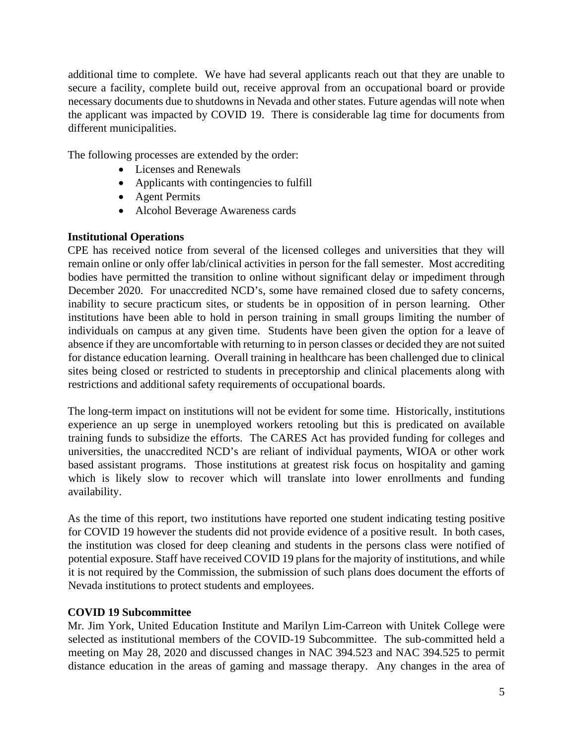additional time to complete. We have had several applicants reach out that they are unable to secure a facility, complete build out, receive approval from an occupational board or provide necessary documents due to shutdowns in Nevada and other states. Future agendas will note when the applicant was impacted by COVID 19. There is considerable lag time for documents from different municipalities.

The following processes are extended by the order:

- Licenses and Renewals
- Applicants with contingencies to fulfill
- Agent Permits
- Alcohol Beverage Awareness cards

**Institutional Operations**

CPE has received notice from several of the licensed colleges and universities that they will remain online or only offer lab/clinical activities in person for the fall semester. Most accrediting bodies have permitted the transition to online without significant delay or impediment through December 2020. For unaccredited NCD's, some have remained closed due to safety concerns, inability to secure practicum sites, or students be in opposition of in person learning. Other institutions have been able to hold in person training in small groups limiting the number of individuals on campus at any given time. Students have been given the option for a leave of absence if they are uncomfortable with returning to in person classes or decided they are not suited for distance education learning. Overall training in healthcare has been challenged due to clinical sites being closed or restricted to students in preceptorship and clinical placements along with restrictions and additional safety requirements of occupational boards.

The long-term impact on institutions will not be evident for some time. Historically, institutions experience an up serge in unemployed workers retooling but this is predicated on available training funds to subsidize the efforts. The CARES Act has provided funding for colleges and universities, the unaccredited NCD's are reliant of individual payments, WIOA or other work based assistant programs. Those institutions at greatest risk focus on hospitality and gaming which is likely slow to recover which will translate into lower enrollments and funding availability.

As the time of this report, two institutions have reported one student indicating testing positive for COVID 19 however the students did not provide evidence of a positive result. In both cases, the institution was closed for deep cleaning and students in the persons class were notified of potential exposure. Staff have received COVID 19 plans for the majority of institutions, and while it is not required by the Commission, the submission of such plans does document the efforts of Nevada institutions to protect students and employees.

**COVID 19 Subcommittee**

Mr. Jim York, United Education Institute and Marilyn Lim-Carreon with Unitek College were selected as institutional members of the COVID-19 Subcommittee. The sub-committed held a meeting on May 28, 2020 and discussed changes in NAC 394.523 and NAC 394.525 to permit distance education in the areas of gaming and massage therapy. Any changes in the area of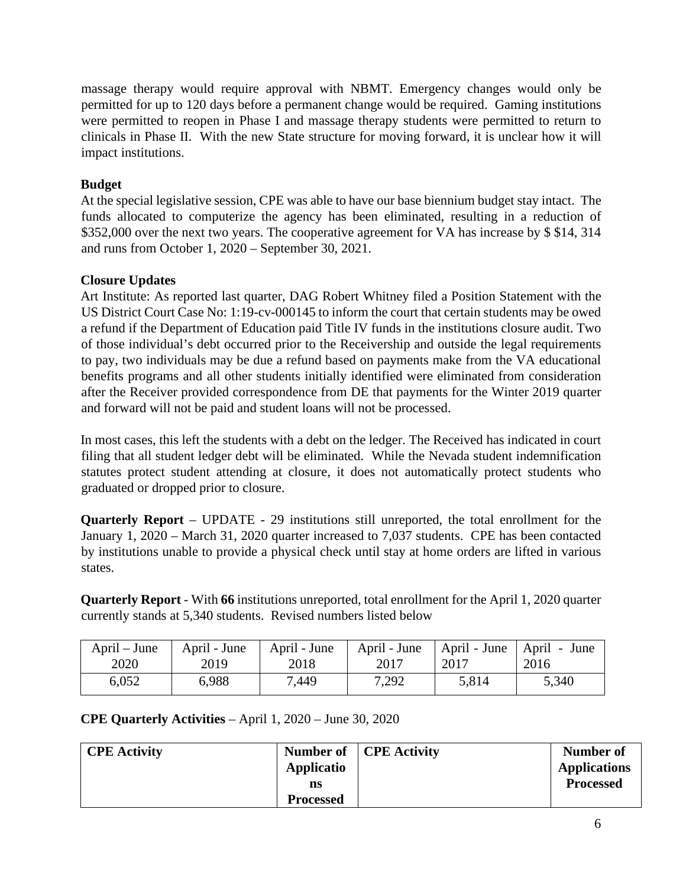massage therapy would require approval with NBMT. Emergency changes would only be permitted for up to 120 days before a permanent change would be required. Gaming institutions were permitted to reopen in Phase I and massage therapy students were permitted to return to clinicals in Phase II. With the new State structure for moving forward, it is unclear how it will impact institutions.

**Budget**

At the special legislative session, CPE was able to have our base biennium budget stay intact. The funds allocated to computerize the agency has been eliminated, resulting in a reduction of $352,000 over the next two years. The cooperative agreement for VA has increase by $ $14, 314 and runs from October 1, 2020 – September 30, 2021.

**Closure Updates**

Art Institute: As reported last quarter, DAG Robert Whitney filed a Position Statement with the US District Court Case No: 1:19-cv-000145 to inform the court that certain students may be owed a refund if the Department of Education paid Title IV funds in the institutions closure audit. Two of those individual's debt occurred prior to the Receivership and outside the legal requirements to pay, two individuals may be due a refund based on payments make from the VA educational benefits programs and all other students initially identified were eliminated from consideration after the Receiver provided correspondence from DE that payments for the Winter 2019 quarter and forward will not be paid and student loans will not be processed.

In most cases, this left the students with a debt on the ledger. The Received has indicated in court filing that all student ledger debt will be eliminated. While the Nevada student indemnification statutes protect student attending at closure, it does not automatically protect students who graduated or dropped prior to closure.

**Quarterly Report** – UPDATE - 29 institutions still unreported, the total enrollment for the January 1, 2020 – March 31, 2020 quarter increased to 7,037 students. CPE has been contacted by institutions unable to provide a physical check until stay at home orders are lifted in various states.

**Quarterly Report** - With **66** institutions unreported, total enrollment for the April 1, 2020 quarter currently stands at 5,340 students. Revised numbers listed below

| April – June 2020 | April - June 2019 | April - June 2018 | April - June 2017 | April - June 2017 | April - June 2016 |
|---|---|---|---|---|---|
| 6,052 | 6,988 | 7,449 | 7,292 | 5,814 | 5,340 |

**CPE Quarterly Activities** – April 1, 2020 – June 30, 2020

| CPE Activity | Number of Applications Processed | CPE Activity | Number of Applications Processed |
|---|---|---|---|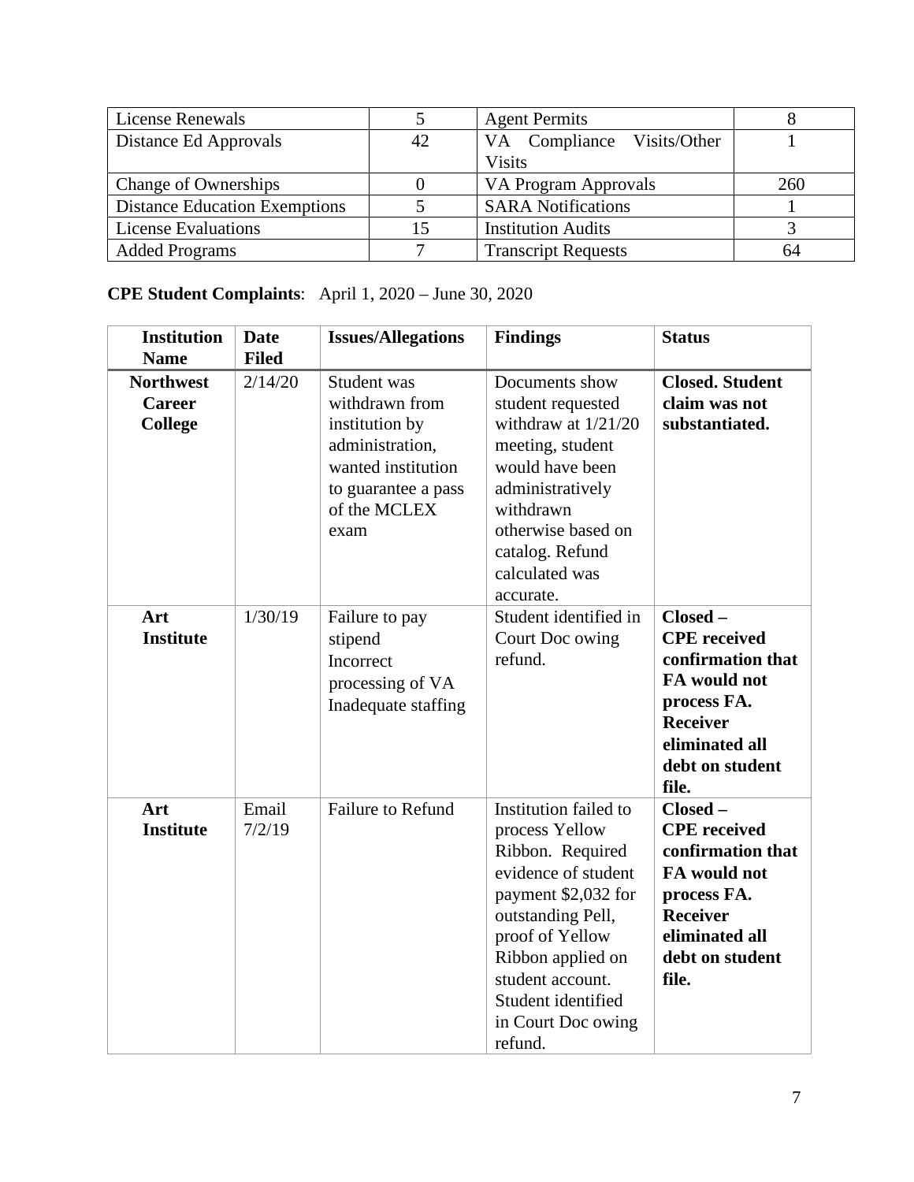| License Renewals | 5 | Agent Permits | 8 |
|---|---|---|---|
| Distance Ed Approvals | 42 | VA Compliance Visits/Other Visits | 1 |
| Change of Ownerships | 0 | VA Program Approvals | 260 |
| Distance Education Exemptions | 5 | SARA Notifications | 1 |
| License Evaluations | 15 | Institution Audits | 3 |
| Added Programs | 7 | Transcript Requests | 64 |

**CPE Student Complaints**: April 1, 2020 – June 30, 2020

| Institution Name | Date Filed | Issues/Allegations | Findings | Status |
|---|---|---|---|---|
| **Northwest Career College** | 2/14/20 | Student was withdrawn from institution by administration, wanted institution to guarantee a pass of the MCLEX exam | Documents show student requested withdraw at 1/21/20 meeting, student would have been administratively withdrawn otherwise based on catalog. Refund calculated was accurate. | **Closed. Student claim was not substantiated.** |
| **Art Institute** | 1/30/19 | Failure to pay stipend<br>Incorrect processing of VA<br>Inadequate staffing | Student identified in Court Doc owing refund. | **Closed – CPE received confirmation that FA would not process FA. Receiver eliminated all debt on student file.** |
| **Art Institute** | Email 7/2/19 | Failure to Refund | Institution failed to process Yellow Ribbon. Required evidence of student payment $2,032 for outstanding Pell, proof of Yellow Ribbon applied on student account. Student identified in Court Doc owing refund. | **Closed – CPE received confirmation that FA would not process FA. Receiver eliminated all debt on student file.** |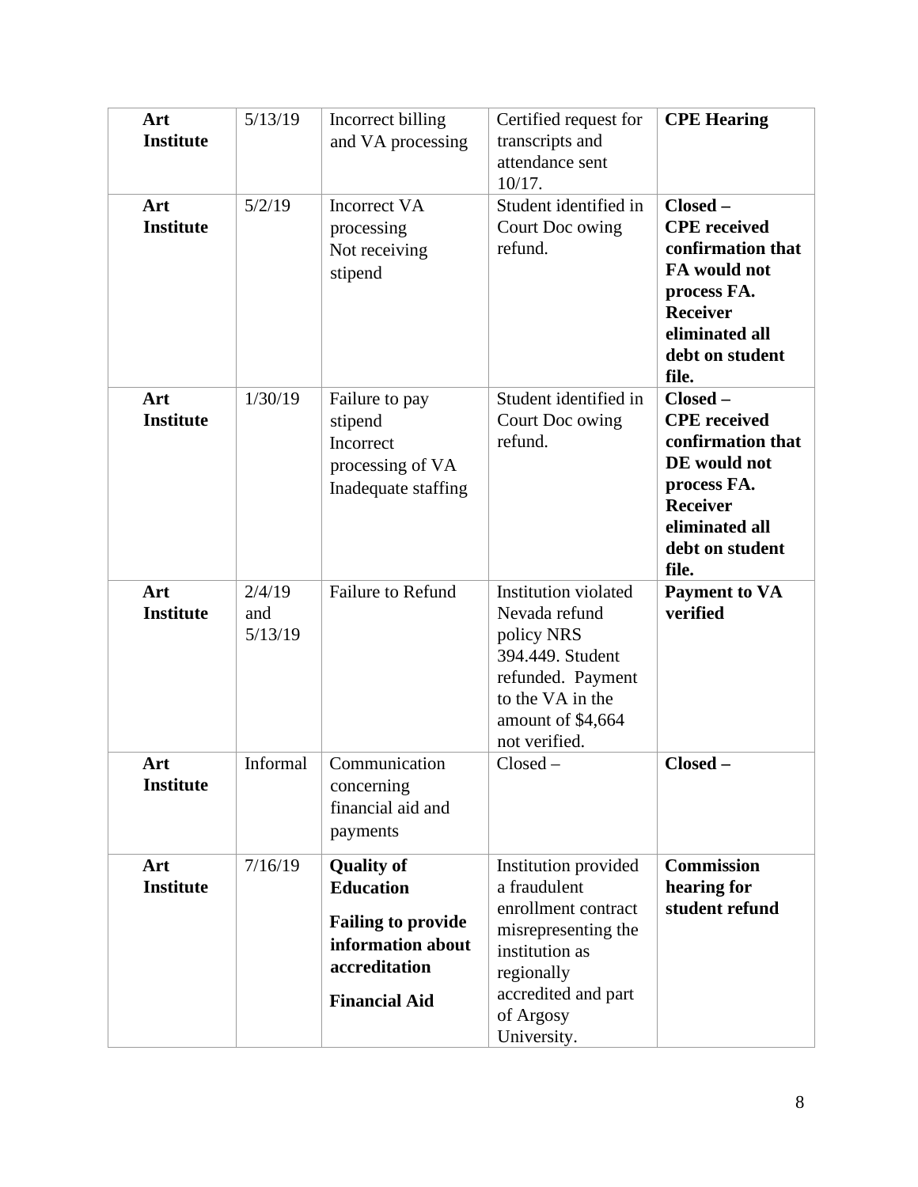| **Art Institute** | 5/13/19 | Incorrect billing and VA processing | Certified request for transcripts and attendance sent 10/17. | **CPE Hearing** |
|---|---|---|---|---|
| **Art Institute** | 5/2/19 | Incorrect VA processing<br>Not receiving stipend | Student identified in Court Doc owing refund. | **Closed – CPE received confirmation that FA would not process FA. Receiver eliminated all debt on student file.** |
| **Art Institute** | 1/30/19 | Failure to pay stipend<br>Incorrect processing of VA<br>Inadequate staffing | Student identified in Court Doc owing refund. | **Closed – CPE received confirmation that DE would not process FA. Receiver eliminated all debt on student file.** |
| **Art Institute** | 2/4/19 and 5/13/19 | Failure to Refund | Institution violated Nevada refund policy NRS 394.449. Student refunded. Payment to the VA in the amount of $4,664 not verified. | **Payment to VA verified** |
| **Art Institute** | Informal | Communication concerning financial aid and payments | Closed – | **Closed –** |
| **Art Institute** | 7/16/19 | **Quality of Education**<br>**Failing to provide information about accreditation**<br>**Financial Aid** | Institution provided a fraudulent enrollment contract misrepresenting the institution as regionally accredited and part of Argosy University. | **Commission hearing for student refund** |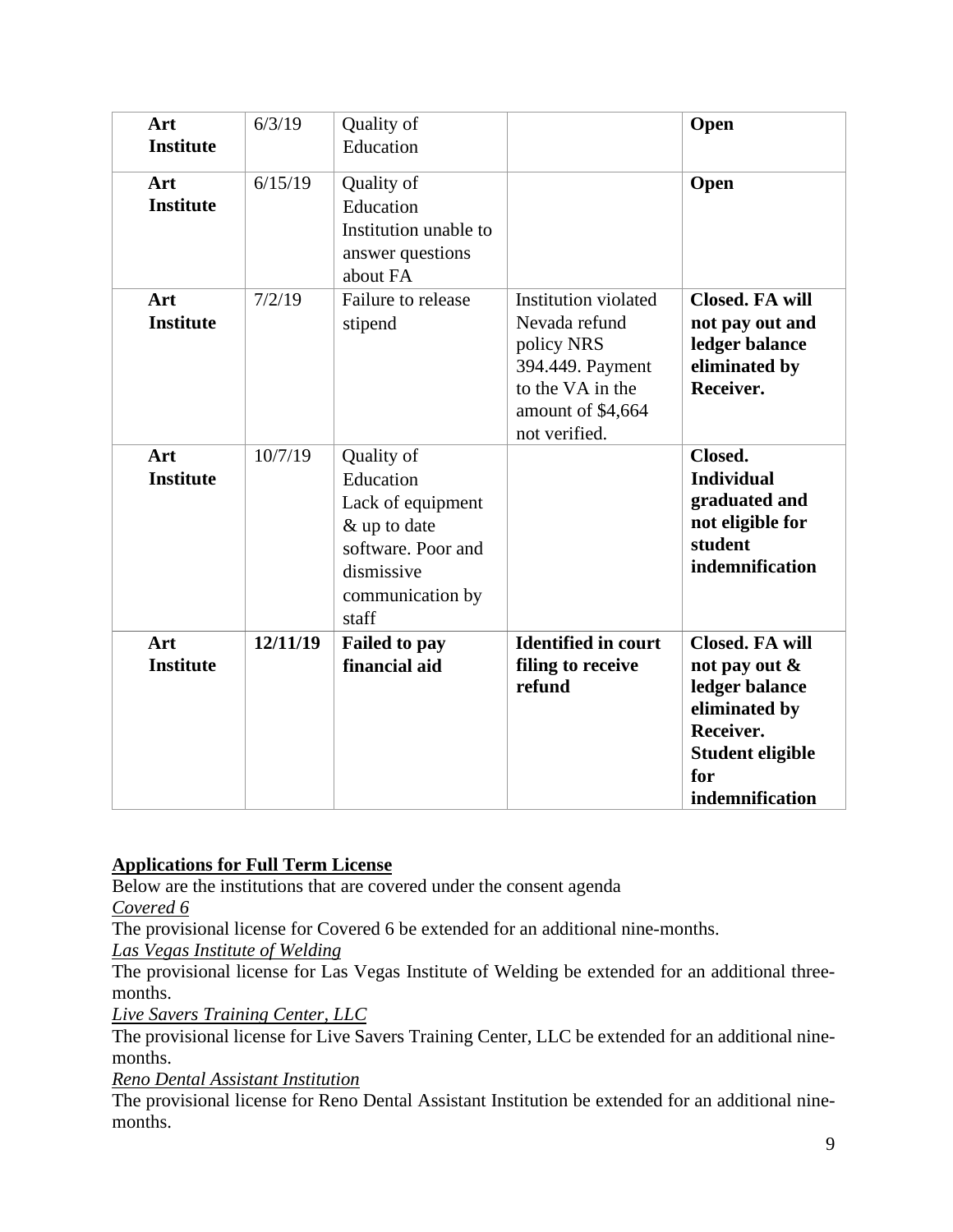| | | | | |
|---|---|---|---|---|
| **Art Institute** | 6/3/19 | Quality of Education | | **Open** |
| **Art Institute** | 6/15/19 | Quality of Education Institution unable to answer questions about FA | | **Open** |
| **Art Institute** | 7/2/19 | Failure to release stipend | Institution violated Nevada refund policy NRS 394.449. Payment to the VA in the amount of $4,664 not verified. | **Closed. FA will not pay out and ledger balance eliminated by Receiver.** |
| **Art Institute** | 10/7/19 | Quality of Education Lack of equipment & up to date software. Poor and dismissive communication by staff | | **Closed. Individual graduated and not eligible for student indemnification** |
| **Art Institute** | **12/11/19** | **Failed to pay financial aid** | **Identified in court filing to receive refund** | **Closed. FA will not pay out & ledger balance eliminated by Receiver. Student eligible for indemnification** |

**Applications for Full Term License**

Below are the institutions that are covered under the consent agenda

*Covered 6*

The provisional license for Covered 6 be extended for an additional nine-months.

*Las Vegas Institute of Welding*

The provisional license for Las Vegas Institute of Welding be extended for an additional three-months.

*Live Savers Training Center, LLC*

The provisional license for Live Savers Training Center, LLC be extended for an additional nine-months.

*Reno Dental Assistant Institution*

The provisional license for Reno Dental Assistant Institution be extended for an additional nine-months.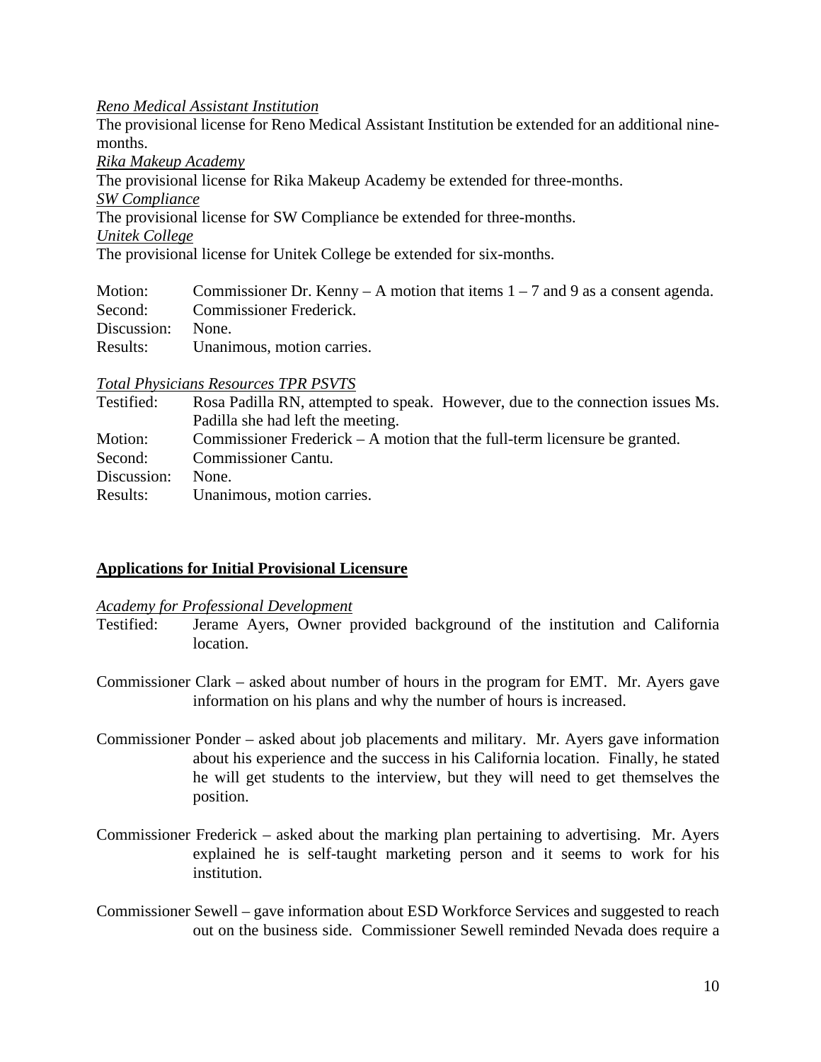*Reno Medical Assistant Institution*

The provisional license for Reno Medical Assistant Institution be extended for an additional nine-months.

*Rika Makeup Academy*

The provisional license for Rika Makeup Academy be extended for three-months.

*SW Compliance*

The provisional license for SW Compliance be extended for three-months.

*Unitek College*

The provisional license for Unitek College be extended for six-months.

Motion: Commissioner Dr. Kenny – A motion that items 1 – 7 and 9 as a consent agenda.
Second: Commissioner Frederick.
Discussion: None.
Results: Unanimous, motion carries.

*Total Physicians Resources TPR PSVTS*

Testified: Rosa Padilla RN, attempted to speak. However, due to the connection issues Ms. Padilla she had left the meeting.
Motion: Commissioner Frederick – A motion that the full-term licensure be granted.
Second: Commissioner Cantu.
Discussion: None.
Results: Unanimous, motion carries.

## **Applications for Initial Provisional Licensure**

*Academy for Professional Development*

Testified: Jerame Ayers, Owner provided background of the institution and California location.

Commissioner Clark – asked about number of hours in the program for EMT. Mr. Ayers gave information on his plans and why the number of hours is increased.

Commissioner Ponder – asked about job placements and military. Mr. Ayers gave information about his experience and the success in his California location. Finally, he stated he will get students to the interview, but they will need to get themselves the position.

Commissioner Frederick – asked about the marking plan pertaining to advertising. Mr. Ayers explained he is self-taught marketing person and it seems to work for his institution.

Commissioner Sewell – gave information about ESD Workforce Services and suggested to reach out on the business side. Commissioner Sewell reminded Nevada does require a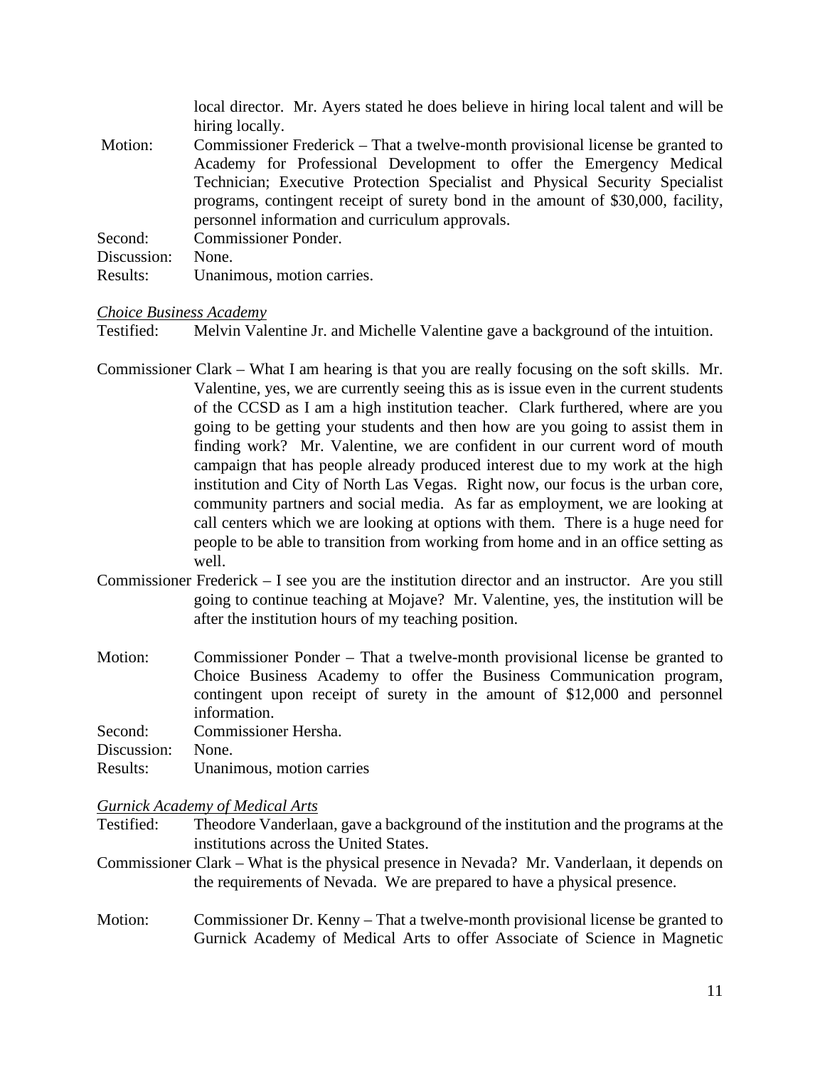local director. Mr. Ayers stated he does believe in hiring local talent and will be hiring locally.

Motion: Commissioner Frederick – That a twelve-month provisional license be granted to Academy for Professional Development to offer the Emergency Medical Technician; Executive Protection Specialist and Physical Security Specialist programs, contingent receipt of surety bond in the amount of $30,000, facility, personnel information and curriculum approvals.

Second: Commissioner Ponder.

Discussion: None.

Results: Unanimous, motion carries.

*Choice Business Academy*

Testified: Melvin Valentine Jr. and Michelle Valentine gave a background of the intuition.

Commissioner Clark – What I am hearing is that you are really focusing on the soft skills. Mr. Valentine, yes, we are currently seeing this as is issue even in the current students of the CCSD as I am a high institution teacher. Clark furthered, where are you going to be getting your students and then how are you going to assist them in finding work? Mr. Valentine, we are confident in our current word of mouth campaign that has people already produced interest due to my work at the high institution and City of North Las Vegas. Right now, our focus is the urban core, community partners and social media. As far as employment, we are looking at call centers which we are looking at options with them. There is a huge need for people to be able to transition from working from home and in an office setting as well.

Commissioner Frederick – I see you are the institution director and an instructor. Are you still going to continue teaching at Mojave? Mr. Valentine, yes, the institution will be after the institution hours of my teaching position.

Motion: Commissioner Ponder – That a twelve-month provisional license be granted to Choice Business Academy to offer the Business Communication program, contingent upon receipt of surety in the amount of $12,000 and personnel information.

Second: Commissioner Hersha.

Discussion: None.

Results: Unanimous, motion carries

*Gurnick Academy of Medical Arts*

Testified: Theodore Vanderlaan, gave a background of the institution and the programs at the institutions across the United States.

Commissioner Clark – What is the physical presence in Nevada? Mr. Vanderlaan, it depends on the requirements of Nevada. We are prepared to have a physical presence.

Motion: Commissioner Dr. Kenny – That a twelve-month provisional license be granted to Gurnick Academy of Medical Arts to offer Associate of Science in Magnetic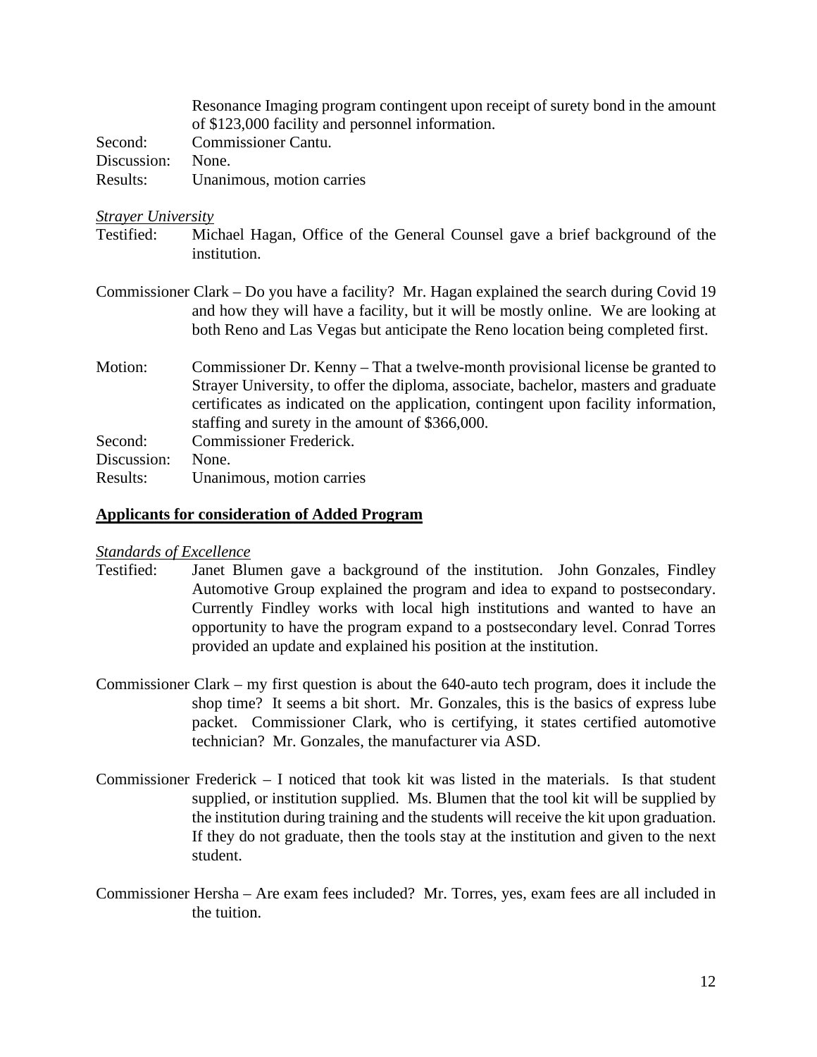Resonance Imaging program contingent upon receipt of surety bond in the amount of $123,000 facility and personnel information.

Second: Commissioner Cantu.
Discussion: None.
Results: Unanimous, motion carries

*Strayer University*

Testified: Michael Hagan, Office of the General Counsel gave a brief background of the institution.

Commissioner Clark – Do you have a facility? Mr. Hagan explained the search during Covid 19 and how they will have a facility, but it will be mostly online. We are looking at both Reno and Las Vegas but anticipate the Reno location being completed first.

Motion: Commissioner Dr. Kenny – That a twelve-month provisional license be granted to Strayer University, to offer the diploma, associate, bachelor, masters and graduate certificates as indicated on the application, contingent upon facility information, staffing and surety in the amount of $366,000.
Second: Commissioner Frederick.
Discussion: None.
Results: Unanimous, motion carries

**Applicants for consideration of Added Program**

*Standards of Excellence*

Testified: Janet Blumen gave a background of the institution. John Gonzales, Findley Automotive Group explained the program and idea to expand to postsecondary. Currently Findley works with local high institutions and wanted to have an opportunity to have the program expand to a postsecondary level. Conrad Torres provided an update and explained his position at the institution.

Commissioner Clark – my first question is about the 640-auto tech program, does it include the shop time? It seems a bit short. Mr. Gonzales, this is the basics of express lube packet. Commissioner Clark, who is certifying, it states certified automotive technician? Mr. Gonzales, the manufacturer via ASD.

Commissioner Frederick – I noticed that took kit was listed in the materials. Is that student supplied, or institution supplied. Ms. Blumen that the tool kit will be supplied by the institution during training and the students will receive the kit upon graduation. If they do not graduate, then the tools stay at the institution and given to the next student.

Commissioner Hersha – Are exam fees included? Mr. Torres, yes, exam fees are all included in the tuition.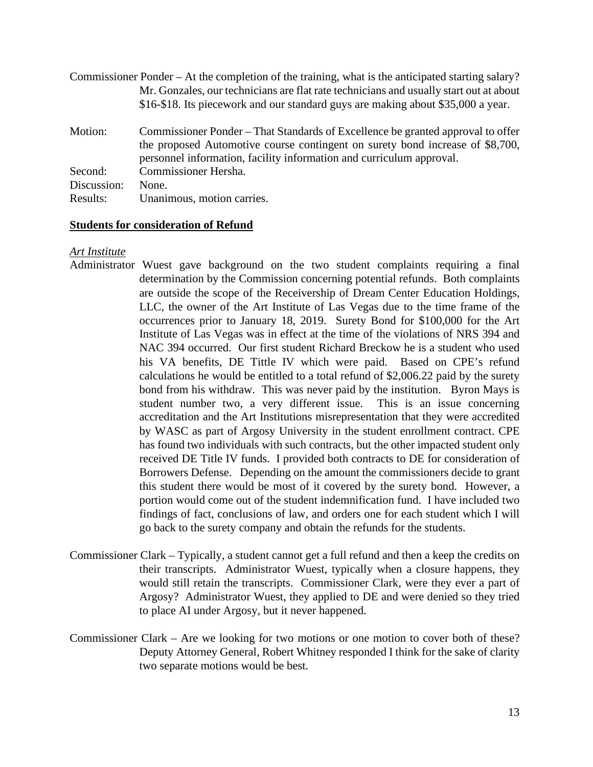Commissioner Ponder – At the completion of the training, what is the anticipated starting salary? Mr. Gonzales, our technicians are flat rate technicians and usually start out at about \$16-\$18. Its piecework and our standard guys are making about \$35,000 a year.

Motion: Commissioner Ponder – That Standards of Excellence be granted approval to offer the proposed Automotive course contingent on surety bond increase of \$8,700, personnel information, facility information and curriculum approval.
Second: Commissioner Hersha.
Discussion: None.
Results: Unanimous, motion carries.

**Students for consideration of Refund**

*Art Institute*

Administrator Wuest gave background on the two student complaints requiring a final determination by the Commission concerning potential refunds. Both complaints are outside the scope of the Receivership of Dream Center Education Holdings, LLC, the owner of the Art Institute of Las Vegas due to the time frame of the occurrences prior to January 18, 2019. Surety Bond for \$100,000 for the Art Institute of Las Vegas was in effect at the time of the violations of NRS 394 and NAC 394 occurred. Our first student Richard Breckow he is a student who used his VA benefits, DE Tittle IV which were paid. Based on CPE's refund calculations he would be entitled to a total refund of \$2,006.22 paid by the surety bond from his withdraw. This was never paid by the institution. Byron Mays is student number two, a very different issue. This is an issue concerning accreditation and the Art Institutions misrepresentation that they were accredited by WASC as part of Argosy University in the student enrollment contract. CPE has found two individuals with such contracts, but the other impacted student only received DE Title IV funds. I provided both contracts to DE for consideration of Borrowers Defense. Depending on the amount the commissioners decide to grant this student there would be most of it covered by the surety bond. However, a portion would come out of the student indemnification fund. I have included two findings of fact, conclusions of law, and orders one for each student which I will go back to the surety company and obtain the refunds for the students.

Commissioner Clark – Typically, a student cannot get a full refund and then a keep the credits on their transcripts. Administrator Wuest, typically when a closure happens, they would still retain the transcripts. Commissioner Clark, were they ever a part of Argosy? Administrator Wuest, they applied to DE and were denied so they tried to place AI under Argosy, but it never happened.

Commissioner Clark – Are we looking for two motions or one motion to cover both of these? Deputy Attorney General, Robert Whitney responded I think for the sake of clarity two separate motions would be best.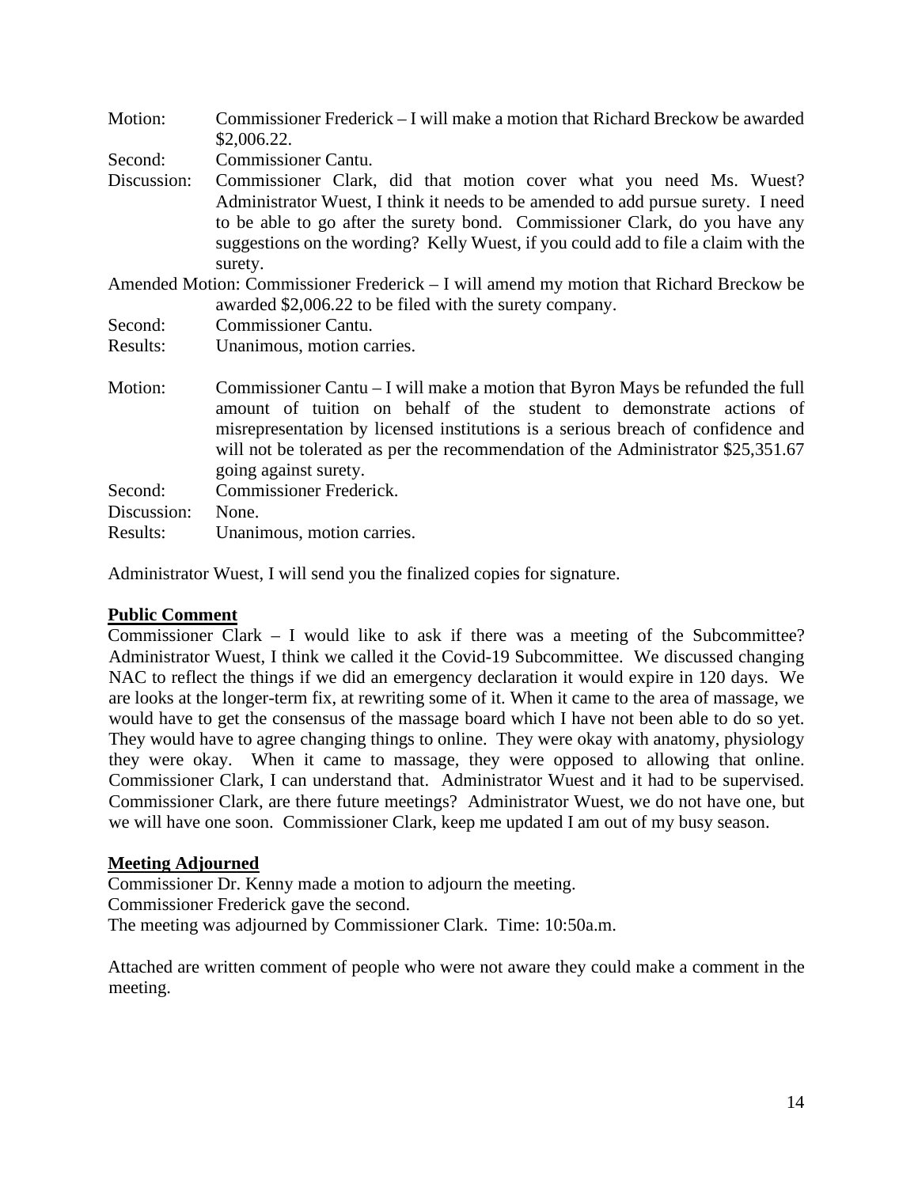Motion: Commissioner Frederick – I will make a motion that Richard Breckow be awarded $2,006.22.

Second: Commissioner Cantu.

Discussion: Commissioner Clark, did that motion cover what you need Ms. Wuest? Administrator Wuest, I think it needs to be amended to add pursue surety. I need to be able to go after the surety bond. Commissioner Clark, do you have any suggestions on the wording? Kelly Wuest, if you could add to file a claim with the surety.

Amended Motion: Commissioner Frederick – I will amend my motion that Richard Breckow be awarded $2,006.22 to be filed with the surety company.

Second: Commissioner Cantu.

Results: Unanimous, motion carries.

Motion: Commissioner Cantu – I will make a motion that Byron Mays be refunded the full amount of tuition on behalf of the student to demonstrate actions of misrepresentation by licensed institutions is a serious breach of confidence and will not be tolerated as per the recommendation of the Administrator $25,351.67 going against surety.

Second: Commissioner Frederick.

Discussion: None.

Results: Unanimous, motion carries.

Administrator Wuest, I will send you the finalized copies for signature.

**Public Comment**

Commissioner Clark – I would like to ask if there was a meeting of the Subcommittee? Administrator Wuest, I think we called it the Covid-19 Subcommittee. We discussed changing NAC to reflect the things if we did an emergency declaration it would expire in 120 days. We are looks at the longer-term fix, at rewriting some of it. When it came to the area of massage, we would have to get the consensus of the massage board which I have not been able to do so yet. They would have to agree changing things to online. They were okay with anatomy, physiology they were okay. When it came to massage, they were opposed to allowing that online. Commissioner Clark, I can understand that. Administrator Wuest and it had to be supervised. Commissioner Clark, are there future meetings? Administrator Wuest, we do not have one, but we will have one soon. Commissioner Clark, keep me updated I am out of my busy season.

**Meeting Adjourned**

Commissioner Dr. Kenny made a motion to adjourn the meeting.
Commissioner Frederick gave the second.
The meeting was adjourned by Commissioner Clark. Time: 10:50a.m.

Attached are written comment of people who were not aware they could make a comment in the meeting.